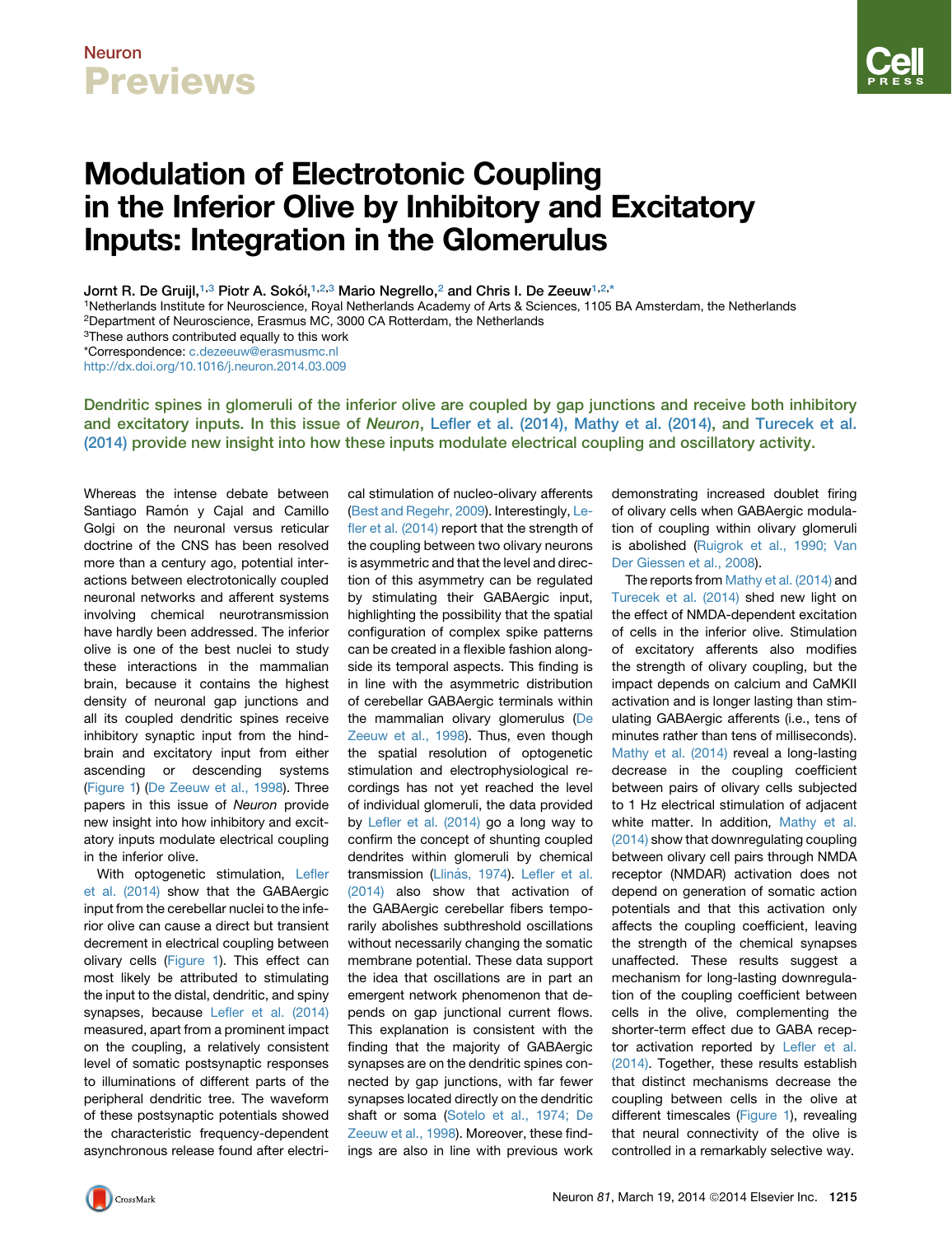# Modulation of Electrotonic Coupling in the Inferior Olive by Inhibitory and Excitatory Inputs: Integration in the Glomerulus

Jornt R. De Gruijl,[1,3] Piotr A. Sokół,[1,2,3] Mario Negrello,[2] and Chris I. De Zeeuw[1,2,*]

[1]Netherlands Institute for Neuroscience, Royal Netherlands Academy of Arts & Sciences, 1105 BA Amsterdam, the Netherlands
[2]Department of Neuroscience, Erasmus MC, 3000 CA Rotterdam, the Netherlands
[3]These authors contributed equally to this work
*Correspondence: c.dezeeuw@erasmusmc.nl
http://dx.doi.org/10.1016/j.neuron.2014.03.009

**Dendritic spines in glomeruli of the inferior olive are coupled by gap junctions and receive both inhibitory and excitatory inputs. In this issue of *Neuron*, Lefler et al. (2014), Mathy et al. (2014), and Turecek et al. (2014) provide new insight into how these inputs modulate electrical coupling and oscillatory activity.**

Whereas the intense debate between Santiago Ramón y Cajal and Camillo Golgi on the neuronal versus reticular doctrine of the CNS has been resolved more than a century ago, potential interactions between electrotonically coupled neuronal networks and afferent systems involving chemical neurotransmission have hardly been addressed. The inferior olive is one of the best nuclei to study these interactions in the mammalian brain, because it contains the highest density of neuronal gap junctions and all its coupled dendritic spines receive inhibitory synaptic input from the hindbrain and excitatory input from either ascending or descending systems (Figure 1) (De Zeeuw et al., 1998). Three papers in this issue of *Neuron* provide new insight into how inhibitory and excitatory inputs modulate electrical coupling in the inferior olive.

With optogenetic stimulation, Lefler et al. (2014) show that the GABAergic input from the cerebellar nuclei to the inferior olive can cause a direct but transient decrement in electrical coupling between olivary cells (Figure 1). This effect can most likely be attributed to stimulating the input to the distal, dendritic, and spiny synapses, because Lefler et al. (2014) measured, apart from a prominent impact on the coupling, a relatively consistent level of somatic postsynaptic responses to illuminations of different parts of the peripheral dendritic tree. The waveform of these postsynaptic potentials showed the characteristic frequency-dependent asynchronous release found after electrical stimulation of nucleo-olivary afferents (Best and Regehr, 2009). Interestingly, Lefler et al. (2014) report that the strength of the coupling between two olivary neurons is asymmetric and that the level and direction of this asymmetry can be regulated by stimulating their GABAergic input, highlighting the possibility that the spatial configuration of complex spike patterns can be created in a flexible fashion alongside its temporal aspects. This finding is in line with the asymmetric distribution of cerebellar GABAergic terminals within the mammalian olivary glomerulus (De Zeeuw et al., 1998). Thus, even though the spatial resolution of optogenetic stimulation and electrophysiological recordings has not yet reached the level of individual glomeruli, the data provided by Lefler et al. (2014) go a long way to confirm the concept of shunting coupled dendrites within glomeruli by chemical transmission (Llinás, 1974). Lefler et al. (2014) also show that activation of the GABAergic cerebellar fibers temporarily abolishes subthreshold oscillations without necessarily changing the somatic membrane potential. These data support the idea that oscillations are in part an emergent network phenomenon that depends on gap junctional current flows. This explanation is consistent with the finding that the majority of GABAergic synapses are on the dendritic spines connected by gap junctions, with far fewer synapses located directly on the dendritic shaft or soma (Sotelo et al., 1974; De Zeeuw et al., 1998). Moreover, these findings are also in line with previous work demonstrating increased doublet firing of olivary cells when GABAergic modulation of coupling within olivary glomeruli is abolished (Ruigrok et al., 1990; Van Der Giessen et al., 2008).

The reports from Mathy et al. (2014) and Turecek et al. (2014) shed new light on the effect of NMDA-dependent excitation of cells in the inferior olive. Stimulation of excitatory afferents also modifies the strength of olivary coupling, but the impact depends on calcium and CaMKII activation and is longer lasting than stimulating GABAergic afferents (i.e., tens of minutes rather than tens of milliseconds). Mathy et al. (2014) reveal a long-lasting decrease in the coupling coefficient between pairs of olivary cells subjected to 1 Hz electrical stimulation of adjacent white matter. In addition, Mathy et al. (2014) show that downregulating coupling between olivary cell pairs through NMDA receptor (NMDAR) activation does not depend on generation of somatic action potentials and that this activation only affects the coupling coefficient, leaving the strength of the chemical synapses unaffected. These results suggest a mechanism for long-lasting downregulation of the coupling coefficient between cells in the olive, complementing the shorter-term effect due to GABA receptor activation reported by Lefler et al. (2014). Together, these results establish that distinct mechanisms decrease the coupling between cells in the olive at different timescales (Figure 1), revealing that neural connectivity of the olive is controlled in a remarkably selective way.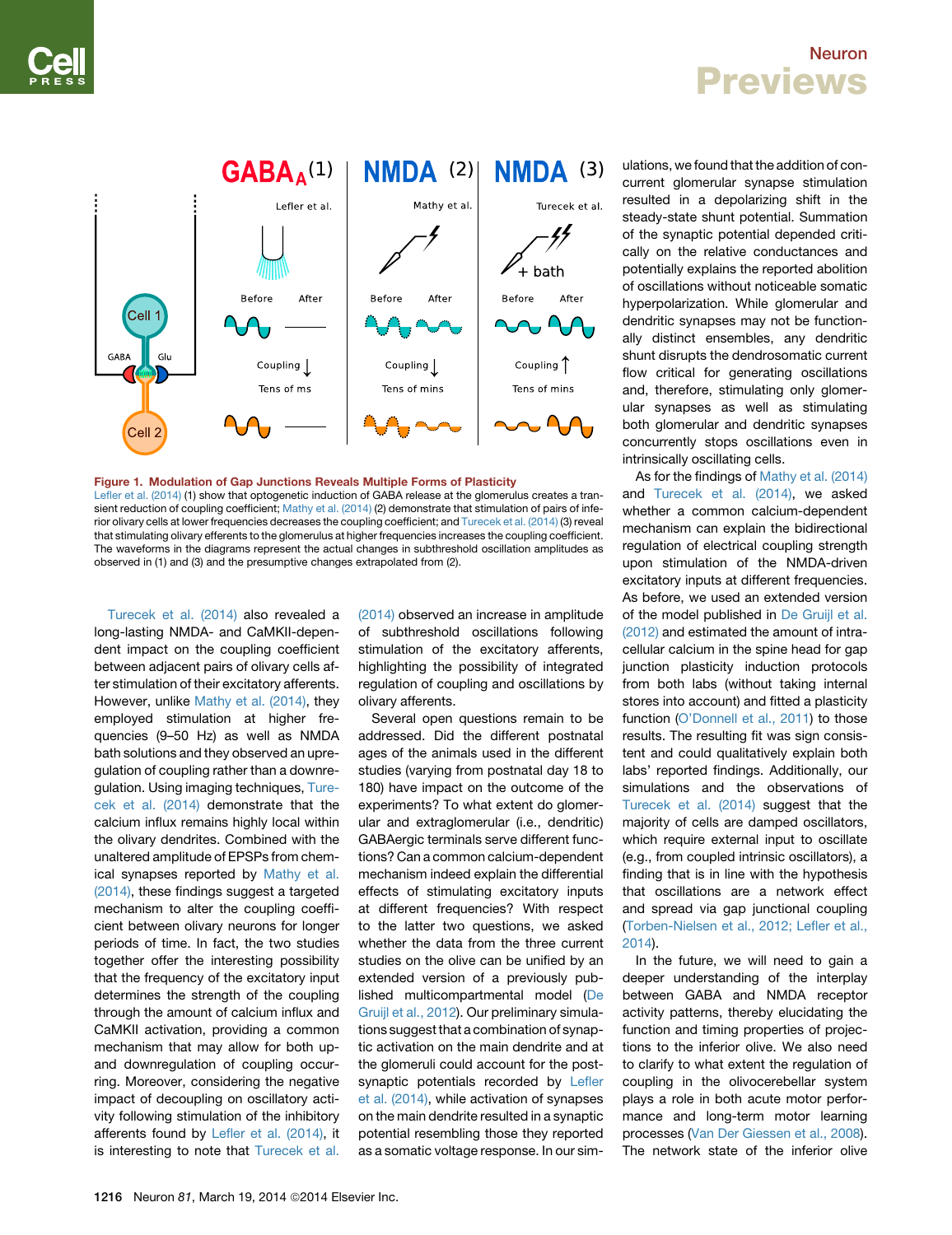**Figure 1. Modulation of Gap Junctions Reveals Multiple Forms of Plasticity**

Lefler et al. (2014) (1) show that optogenetic induction of GABA release at the glomerulus creates a transient reduction of coupling coefficient; Mathy et al. (2014) (2) demonstrate that stimulation of pairs of inferior olivary cells at lower frequencies decreases the coupling coefficient; and Turecek et al. (2014) (3) reveal that stimulating olivary efferents to the glomerulus at higher frequencies increases the coupling coefficient. The waveforms in the diagrams represent the actual changes in subthreshold oscillation amplitudes as observed in (1) and (3) and the presumptive changes extrapolated from (2).

Turecek et al. (2014) also revealed a long-lasting NMDA- and CaMKII-dependent impact on the coupling coefficient between adjacent pairs of olivary cells after stimulation of their excitatory afferents. However, unlike Mathy et al. (2014), they employed stimulation at higher frequencies (9–50 Hz) as well as NMDA bath solutions and they observed an upregulation of coupling rather than a downregulation. Using imaging techniques, Turecek et al. (2014) demonstrate that the calcium influx remains highly local within the olivary dendrites. Combined with the unaltered amplitude of EPSPs from chemical synapses reported by Mathy et al. (2014), these findings suggest a targeted mechanism to alter the coupling coefficient between olivary neurons for longer periods of time. In fact, the two studies together offer the interesting possibility that the frequency of the excitatory input determines the strength of the coupling through the amount of calcium influx and CaMKII activation, providing a common mechanism that may allow for both up- and downregulation of coupling occurring. Moreover, considering the negative impact of decoupling on oscillatory activity following stimulation of the inhibitory afferents found by Lefler et al. (2014), it is interesting to note that Turecek et al. (2014) observed an increase in amplitude of subthreshold oscillations following stimulation of the excitatory afferents, highlighting the possibility of integrated regulation of coupling and oscillations by olivary afferents.

Several open questions remain to be addressed. Did the different postnatal ages of the animals used in the different studies (varying from postnatal day 18 to 180) have impact on the outcome of the experiments? To what extent do glomerular and extraglomerular (i.e., dendritic) GABAergic terminals serve different functions? Can a common calcium-dependent mechanism indeed explain the differential effects of stimulating excitatory inputs at different frequencies? With respect to the latter two questions, we asked whether the data from the three current studies on the olive can be unified by an extended version of a previously published multicompartmental model (De Gruijl et al., 2012). Our preliminary simulations suggest that a combination of synaptic activation on the main dendrite and at the glomeruli could account for the postsynaptic potentials recorded by Lefler et al. (2014), while activation of synapses on the main dendrite resulted in a synaptic potential resembling those they reported as a somatic voltage response. In our simulations, we found that the addition of concurrent glomerular synapse stimulation resulted in a depolarizing shift in the steady-state shunt potential. Summation of the synaptic potential depended critically on the relative conductances and potentially explains the reported abolition of oscillations without noticeable somatic hyperpolarization. While glomerular and dendritic synapses may not be functionally distinct ensembles, any dendritic shunt disrupts the dendrosomatic current flow critical for generating oscillations and, therefore, stimulating only glomerular synapses as well as stimulating both glomerular and dendritic synapses concurrently stops oscillations even in intrinsically oscillating cells.

As for the findings of Mathy et al. (2014) and Turecek et al. (2014), we asked whether a common calcium-dependent mechanism can explain the bidirectional regulation of electrical coupling strength upon stimulation of the NMDA-driven excitatory inputs at different frequencies. As before, we used an extended version of the model published in De Gruijl et al. (2012) and estimated the amount of intracellular calcium in the spine head for gap junction plasticity induction protocols from both labs (without taking internal stores into account) and fitted a plasticity function (O'Donnell et al., 2011) to those results. The resulting fit was sign consistent and could qualitatively explain both labs' reported findings. Additionally, our simulations and the observations of Turecek et al. (2014) suggest that the majority of cells are damped oscillators, which require external input to oscillate (e.g., from coupled intrinsic oscillators), a finding that is in line with the hypothesis that oscillations are a network effect and spread via gap junctional coupling (Torben-Nielsen et al., 2012; Lefler et al., 2014).

In the future, we will need to gain a deeper understanding of the interplay between GABA and NMDA receptor activity patterns, thereby elucidating the function and timing properties of projections to the inferior olive. We also need to clarify to what extent the regulation of coupling in the olivocerebellar system plays a role in both acute motor performance and long-term motor learning processes (Van Der Giessen et al., 2008). The network state of the inferior olive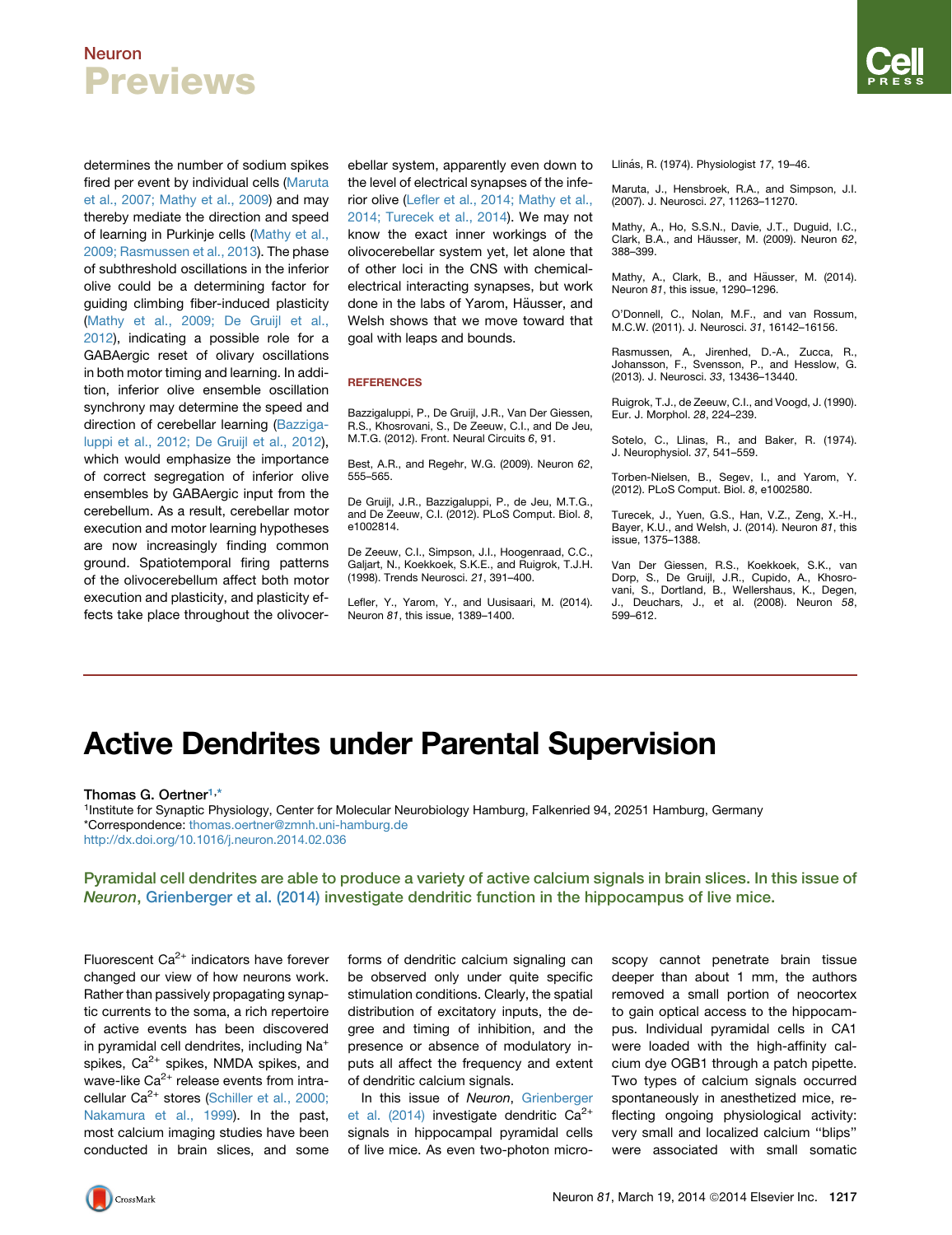determines the number of sodium spikes fired per event by individual cells (Maruta et al., 2007; Mathy et al., 2009) and may thereby mediate the direction and speed of learning in Purkinje cells (Mathy et al., 2009; Rasmussen et al., 2013). The phase of subthreshold oscillations in the inferior olive could be a determining factor for guiding climbing fiber-induced plasticity (Mathy et al., 2009; De Gruijl et al., 2012), indicating a possible role for a GABAergic reset of olivary oscillations in both motor timing and learning. In addition, inferior olive ensemble oscillation synchrony may determine the speed and direction of cerebellar learning (Bazzigaluppi et al., 2012; De Gruijl et al., 2012), which would emphasize the importance of correct segregation of inferior olive ensembles by GABAergic input from the cerebellum. As a result, cerebellar motor execution and motor learning hypotheses are now increasingly finding common ground. Spatiotemporal firing patterns of the olivocerebellum affect both motor execution and plasticity, and plasticity effects take place throughout the olivocerebellar system, apparently even down to the level of electrical synapses of the inferior olive (Lefler et al., 2014; Mathy et al., 2014; Turecek et al., 2014). We may not know the exact inner workings of the olivocerebellar system yet, let alone that of other loci in the CNS with chemical-electrical interacting synapses, but work done in the labs of Yarom, Häusser, and Welsh shows that we move toward that goal with leaps and bounds.

## REFERENCES

Bazzigaluppi, P., De Gruijl, J.R., Van Der Giessen, R.S., Khosrovani, S., De Zeeuw, C.I., and De Jeu, M.T.G. (2012). Front. Neural Circuits 6, 91.

Best, A.R., and Regehr, W.G. (2009). Neuron 62, 555–565.

De Gruijl, J.R., Bazzigaluppi, P., de Jeu, M.T.G., and De Zeeuw, C.I. (2012). PLoS Comput. Biol. 8, e1002814.

De Zeeuw, C.I., Simpson, J.I., Hoogenraad, C.C., Galjart, N., Koekkoek, S.K.E., and Ruigrok, T.J.H. (1998). Trends Neurosci. 21, 391–400.

Lefler, Y., Yarom, Y., and Uusisaari, M. (2014). Neuron 81, this issue, 1389–1400.

Llinás, R. (1974). Physiologist 17, 19–46.

Maruta, J., Hensbroek, R.A., and Simpson, J.I. (2007). J. Neurosci. 27, 11263–11270.

Mathy, A., Ho, S.S.N., Davie, J.T., Duguid, I.C., Clark, B.A., and Häusser, M. (2009). Neuron 62, 388–399.

Mathy, A., Clark, B., and Häusser, M. (2014). Neuron 81, this issue, 1290–1296.

O'Donnell, C., Nolan, M.F., and van Rossum, M.C.W. (2011). J. Neurosci. 31, 16142–16156.

Rasmussen, A., Jirenhed, D.-A., Zucca, R., Johansson, F., Svensson, P., and Hesslow, G. (2013). J. Neurosci. 33, 13436–13440.

Ruigrok, T.J.H., de Zeeuw, C.I., and Voogd, J. (1990). Eur. J. Morphol. 28, 224–239.

Sotelo, C., Llinas, R., and Baker, R. (1974). J. Neurophysiol. 37, 541–559.

Torben-Nielsen, B., Segev, I., and Yarom, Y. (2012). PLoS Comput. Biol. 8, e1002580.

Turecek, J., Yuen, G.S., Han, V.Z., Zeng, X.-H., Bayer, K.U., and Welsh, J. (2014). Neuron 81, this issue, 1375–1388.

Van Der Giessen, R.S., Koekkoek, S.K., van Dorp, S., De Gruijl, J.R., Cupido, A., Khosrovani, S., Dortland, B., Wellershaus, K., Degen, J., Deuchars, J., et al. (2008). Neuron 58, 599–612.

# Active Dendrites under Parental Supervision

**Thomas G. Oertner**[1,*]

[1]Institute for Synaptic Physiology, Center for Molecular Neurobiology Hamburg, Falkenried 94, 20251 Hamburg, Germany
*Correspondence: thomas.oertner@zmnh.uni-hamburg.de
http://dx.doi.org/10.1016/j.neuron.2014.02.036

**Pyramidal cell dendrites are able to produce a variety of active calcium signals in brain slices. In this issue of *Neuron*, Grienberger et al. (2014) investigate dendritic function in the hippocampus of live mice.**

Fluorescent $Ca^{2+}$ indicators have forever changed our view of how neurons work. Rather than passively propagating synaptic currents to the soma, a rich repertoire of active events has been discovered in pyramidal cell dendrites, including $Na^{+}$ spikes, $Ca^{2+}$ spikes, NMDA spikes, and wave-like $Ca^{2+}$ release events from intracellular $Ca^{2+}$ stores (Schiller et al., 2000; Nakamura et al., 1999). In the past, most calcium imaging studies have been conducted in brain slices, and some forms of dendritic calcium signaling can be observed only under quite specific stimulation conditions. Clearly, the spatial distribution of excitatory inputs, the degree and timing of inhibition, and the presence or absence of modulatory inputs all affect the frequency and extent of dendritic calcium signals.

In this issue of *Neuron*, Grienberger et al. (2014) investigate dendritic $Ca^{2+}$ signals in hippocampal pyramidal cells of live mice. As even two-photon microscopy cannot penetrate brain tissue deeper than about 1 mm, the authors removed a small portion of neocortex to gain optical access to the hippocampus. Individual pyramidal cells in CA1 were loaded with the high-affinity calcium dye OGB1 through a patch pipette. Two types of calcium signals occurred spontaneously in anesthetized mice, reflecting ongoing physiological activity: very small and localized calcium "blips" were associated with small somatic